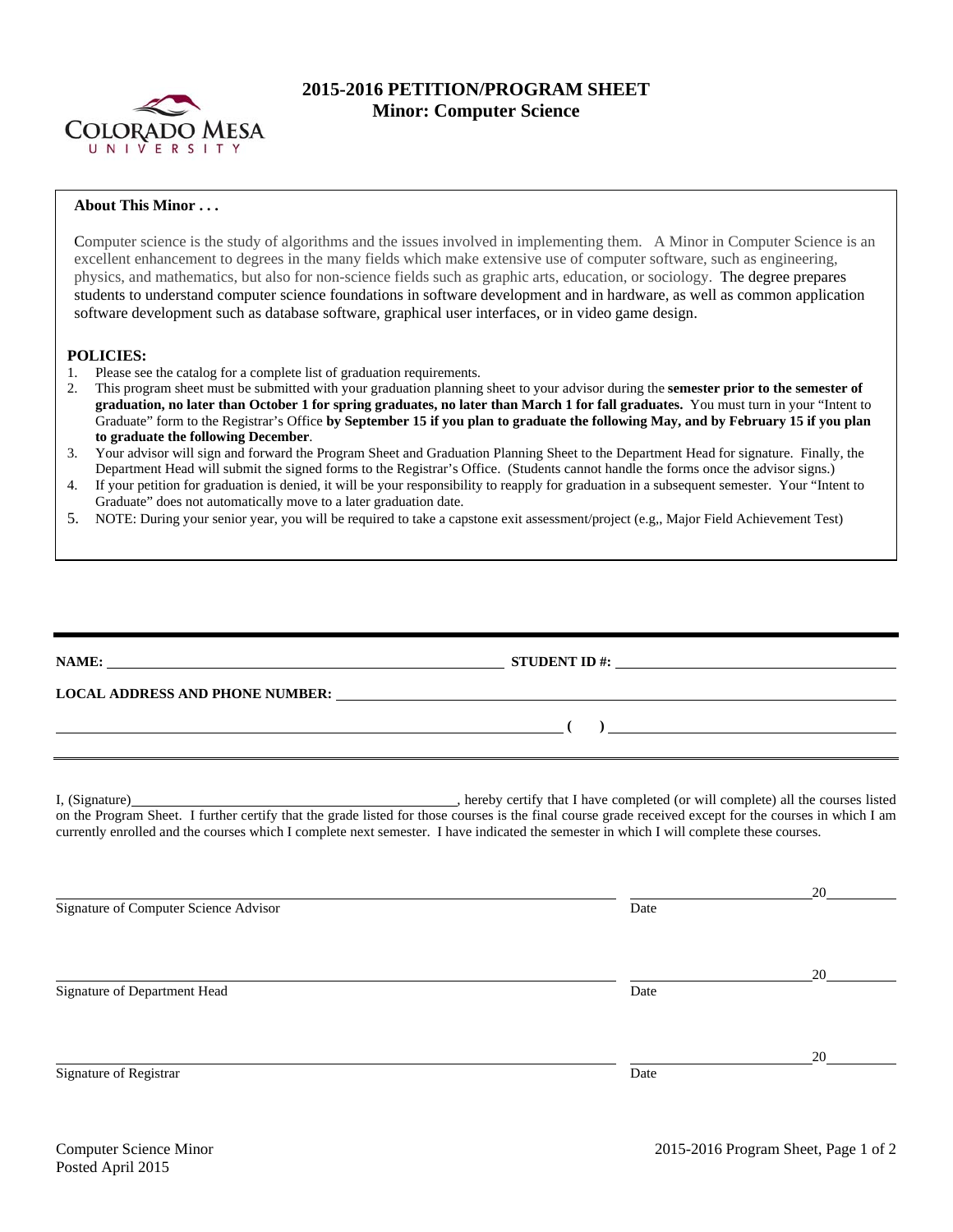# 2015-2016 PETITION/PROGRAM SHEET
## Minor: Computer Science

**About This Minor . . .**

Computer science is the study of algorithms and the issues involved in implementing them. A Minor in Computer Science is an excellent enhancement to degrees in the many fields which make extensive use of computer software, such as engineering, physics, and mathematics, but also for non-science fields such as graphic arts, education, or sociology. The degree prepares students to understand computer science foundations in software development and in hardware, as well as common application software development such as database software, graphical user interfaces, or in video game design.

**POLICIES:**

1. Please see the catalog for a complete list of graduation requirements.
2. This program sheet must be submitted with your graduation planning sheet to your advisor during the **semester prior to the semester of graduation, no later than October 1 for spring graduates, no later than March 1 for fall graduates.** You must turn in your "Intent to Graduate" form to the Registrar's Office **by September 15 if you plan to graduate the following May, and by February 15 if you plan to graduate the following December**.
3. Your advisor will sign and forward the Program Sheet and Graduation Planning Sheet to the Department Head for signature. Finally, the Department Head will submit the signed forms to the Registrar's Office. (Students cannot handle the forms once the advisor signs.)
4. If your petition for graduation is denied, it will be your responsibility to reapply for graduation in a subsequent semester. Your "Intent to Graduate" does not automatically move to a later graduation date.
5. NOTE: During your senior year, you will be required to take a capstone exit assessment/project (e.g,, Major Field Achievement Test)

---

**NAME:** ______________________________ **STUDENT ID #:** ______________________________

**LOCAL ADDRESS AND PHONE NUMBER:** ______________________________

______________________________ **( )** ______________________________

I, (Signature)______________________________, hereby certify that I have completed (or will complete) all the courses listed on the Program Sheet. I further certify that the grade listed for those courses is the final course grade received except for the courses in which I am currently enrolled and the courses which I complete next semester. I have indicated the semester in which I will complete these courses.

______________________________ ____________ 20______
Signature of Computer Science Advisor Date

______________________________ ____________ 20______
Signature of Department Head Date

______________________________ ____________ 20______
Signature of Registrar Date

Computer Science Minor
Posted April 2015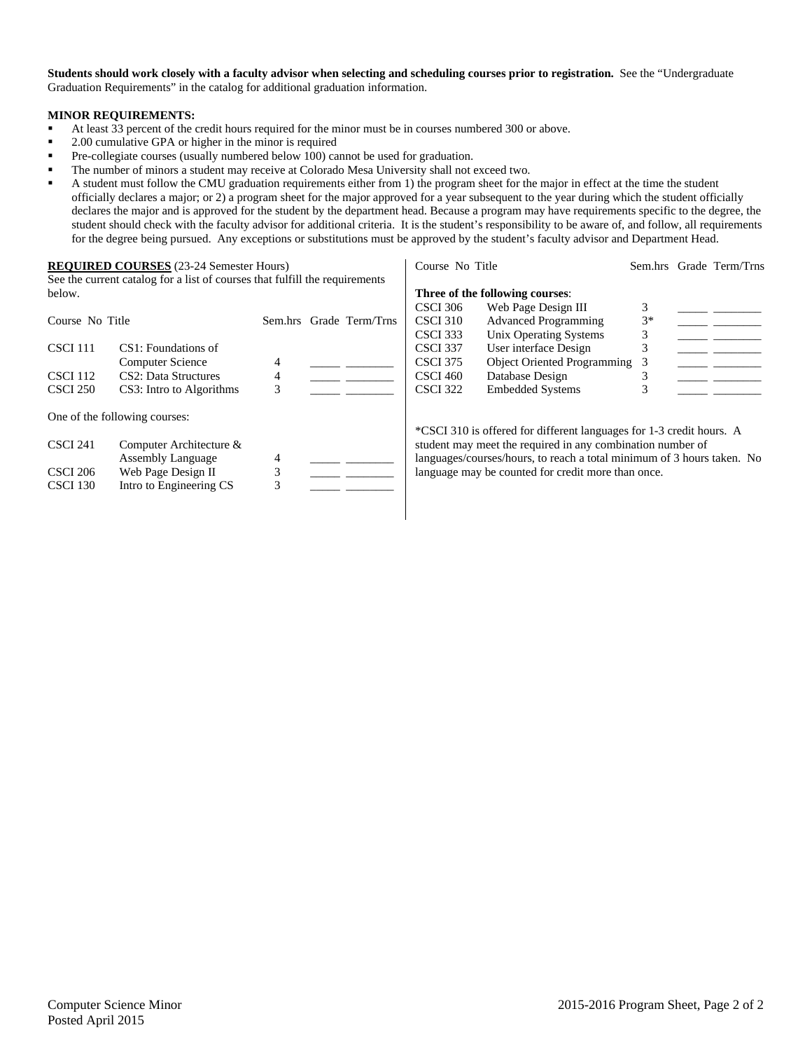**Students should work closely with a faculty advisor when selecting and scheduling courses prior to registration.** See the "Undergraduate Graduation Requirements" in the catalog for additional graduation information.

**MINOR REQUIREMENTS:**

- At least 33 percent of the credit hours required for the minor must be in courses numbered 300 or above.
- 2.00 cumulative GPA or higher in the minor is required
- Pre-collegiate courses (usually numbered below 100) cannot be used for graduation.
- The number of minors a student may receive at Colorado Mesa University shall not exceed two.
- A student must follow the CMU graduation requirements either from 1) the program sheet for the major in effect at the time the student officially declares a major; or 2) a program sheet for the major approved for a year subsequent to the year during which the student officially declares the major and is approved for the student by the department head. Because a program may have requirements specific to the degree, the student should check with the faculty advisor for additional criteria. It is the student's responsibility to be aware of, and follow, all requirements for the degree being pursued. Any exceptions or substitutions must be approved by the student's faculty advisor and Department Head.

**REQUIRED COURSES** (23-24 Semester Hours)
See the current catalog for a list of courses that fulfill the requirements below.

| Course No | Title | Sem.hrs | Grade | Term/Trns |
|---|---|---|---|---|
| CSCI 111 | CS1: Foundations of Computer Science | 4 | _____ | ________ |
| CSCI 112 | CS2: Data Structures | 4 | _____ | ________ |
| CSCI 250 | CS3: Intro to Algorithms | 3 | _____ | ________ |

One of the following courses:

| Course No | Title | Sem.hrs | Grade | Term/Trns |
|---|---|---|---|---|
| CSCI 241 | Computer Architecture & Assembly Language | 4 | _____ | ________ |
| CSCI 206 | Web Page Design II | 3 | _____ | ________ |
| CSCI 130 | Intro to Engineering CS | 3 | _____ | ________ |

**Three of the following courses**:

| Course No | Title | Sem.hrs | Grade | Term/Trns |
|---|---|---|---|---|
| CSCI 306 | Web Page Design III | 3 | _____ | ________ |
| CSCI 310 | Advanced Programming | 3* | _____ | ________ |
| CSCI 333 | Unix Operating Systems | 3 | _____ | ________ |
| CSCI 337 | User interface Design | 3 | _____ | ________ |
| CSCI 375 | Object Oriented Programming | 3 | _____ | ________ |
| CSCI 460 | Database Design | 3 | _____ | ________ |
| CSCI 322 | Embedded Systems | 3 | _____ | ________ |

*CSCI 310 is offered for different languages for 1-3 credit hours. A student may meet the required in any combination number of languages/courses/hours, to reach a total minimum of 3 hours taken. No language may be counted for credit more than once.

Computer Science Minor
Posted April 2015